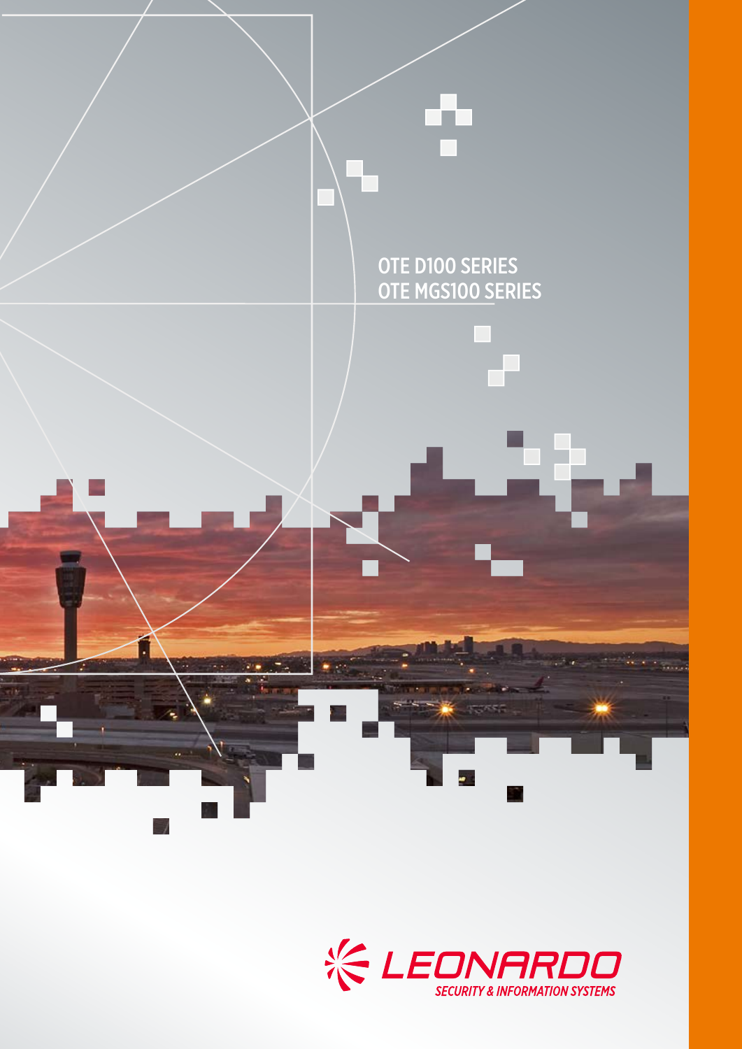# OTE D100 SERIES
# OTE MGS100 SERIES

LEONARDO

SECURITY & INFORMATION SYSTEMS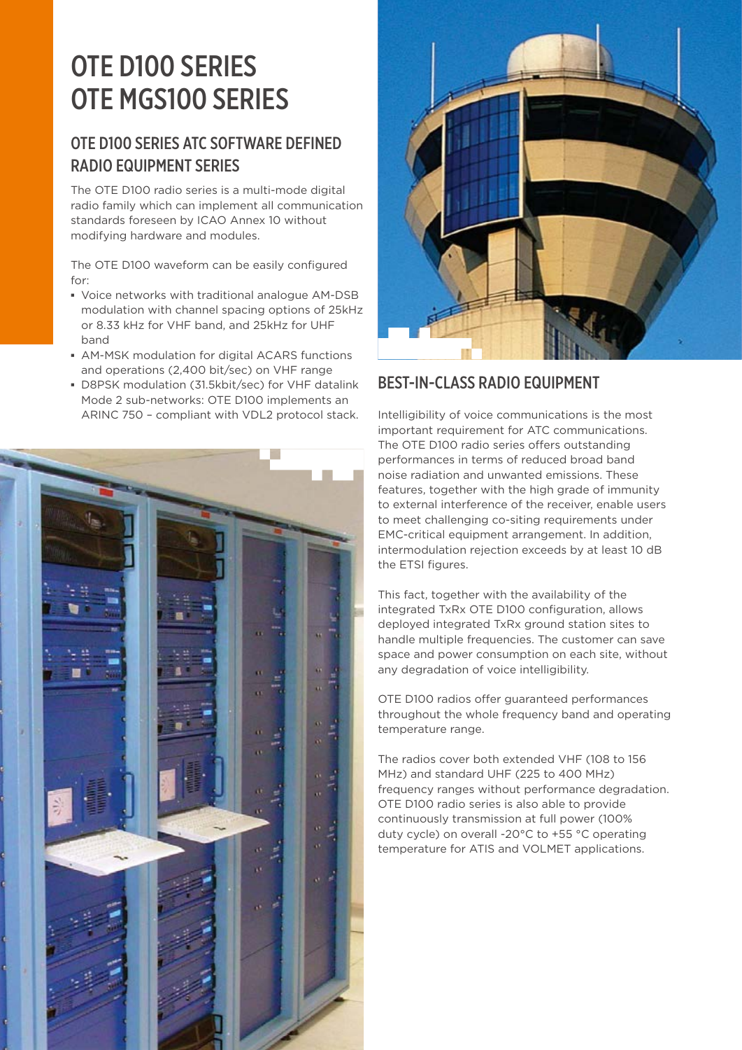# OTE D100 SERIES
# OTE MGS100 SERIES

## OTE D100 SERIES ATC SOFTWARE DEFINED RADIO EQUIPMENT SERIES

The OTE D100 radio series is a multi-mode digital radio family which can implement all communication standards foreseen by ICAO Annex 10 without modifying hardware and modules.

The OTE D100 waveform can be easily configured for:

- Voice networks with traditional analogue AM-DSB modulation with channel spacing options of 25kHz or 8.33 kHz for VHF band, and 25kHz for UHF band
- AM-MSK modulation for digital ACARS functions and operations (2,400 bit/sec) on VHF range
- D8PSK modulation (31.5kbit/sec) for VHF datalink Mode 2 sub-networks: OTE D100 implements an ARINC 750 – compliant with VDL2 protocol stack.

## BEST-IN-CLASS RADIO EQUIPMENT

Intelligibility of voice communications is the most important requirement for ATC communications. The OTE D100 radio series offers outstanding performances in terms of reduced broad band noise radiation and unwanted emissions. These features, together with the high grade of immunity to external interference of the receiver, enable users to meet challenging co-siting requirements under EMC-critical equipment arrangement. In addition, intermodulation rejection exceeds by at least 10 dB the ETSI figures.

This fact, together with the availability of the integrated TxRx OTE D100 configuration, allows deployed integrated TxRx ground station sites to handle multiple frequencies. The customer can save space and power consumption on each site, without any degradation of voice intelligibility.

OTE D100 radios offer guaranteed performances throughout the whole frequency band and operating temperature range.

The radios cover both extended VHF (108 to 156 MHz) and standard UHF (225 to 400 MHz) frequency ranges without performance degradation. OTE D100 radio series is also able to provide continuously transmission at full power (100% duty cycle) on overall -20°C to +55 °C operating temperature for ATIS and VOLMET applications.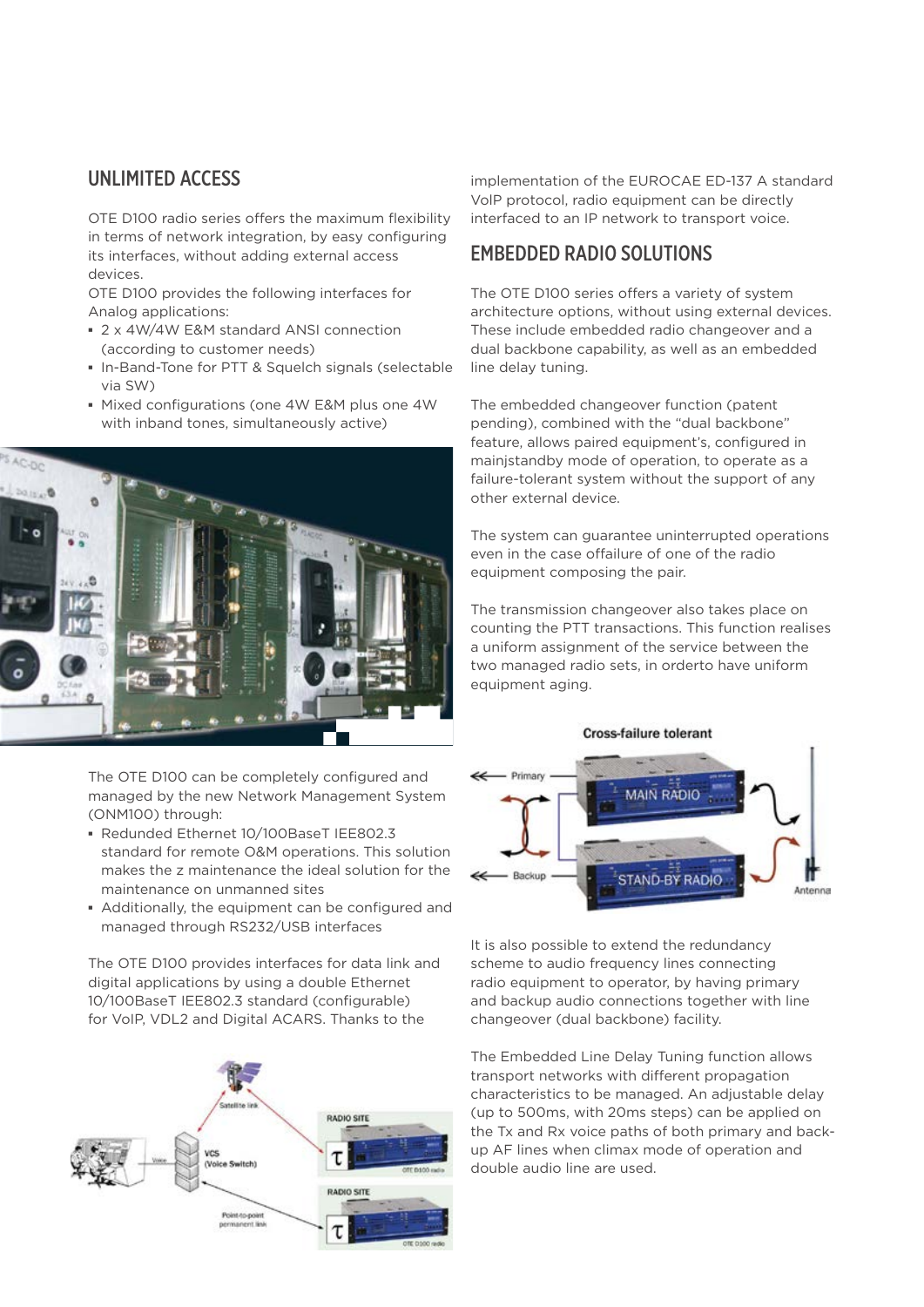## UNLIMITED ACCESS

OTE D100 radio series offers the maximum flexibility in terms of network integration, by easy configuring its interfaces, without adding external access devices.
OTE D100 provides the following interfaces for Analog applications:

- 2 x 4W/4W E&M standard ANSI connection (according to customer needs)
- In-Band-Tone for PTT & Squelch signals (selectable via SW)
- Mixed configurations (one 4W E&M plus one 4W with inband tones, simultaneously active)

The OTE D100 can be completely configured and managed by the new Network Management System (ONM100) through:

- Redunded Ethernet 10/100BaseT IEE802.3 standard for remote O&M operations. This solution makes the z maintenance the ideal solution for the maintenance on unmanned sites
- Additionally, the equipment can be configured and managed through RS232/USB interfaces

The OTE D100 provides interfaces for data link and digital applications by using a double Ethernet 10/100BaseT IEE802.3 standard (configurable) for VoIP, VDL2 and Digital ACARS. Thanks to the implementation of the EUROCAE ED-137 A standard VoIP protocol, radio equipment can be directly interfaced to an IP network to transport voice.

## EMBEDDED RADIO SOLUTIONS

The OTE D100 series offers a variety of system architecture options, without using external devices. These include embedded radio changeover and a dual backbone capability, as well as an embedded line delay tuning.

The embedded changeover function (patent pending), combined with the "dual backbone" feature, allows paired equipment's, configured in mainjstandby mode of operation, to operate as a failure-tolerant system without the support of any other external device.

The system can guarantee uninterrupted operations even in the case offailure of one of the radio equipment composing the pair.

The transmission changeover also takes place on counting the PTT transactions. This function realises a uniform assignment of the service between the two managed radio sets, in orderto have uniform equipment aging.

It is also possible to extend the redundancy scheme to audio frequency lines connecting radio equipment to operator, by having primary and backup audio connections together with line changeover (dual backbone) facility.

The Embedded Line Delay Tuning function allows transport networks with different propagation characteristics to be managed. An adjustable delay (up to 500ms, with 20ms steps) can be applied on the Tx and Rx voice paths of both primary and back-up AF lines when climax mode of operation and double audio line are used.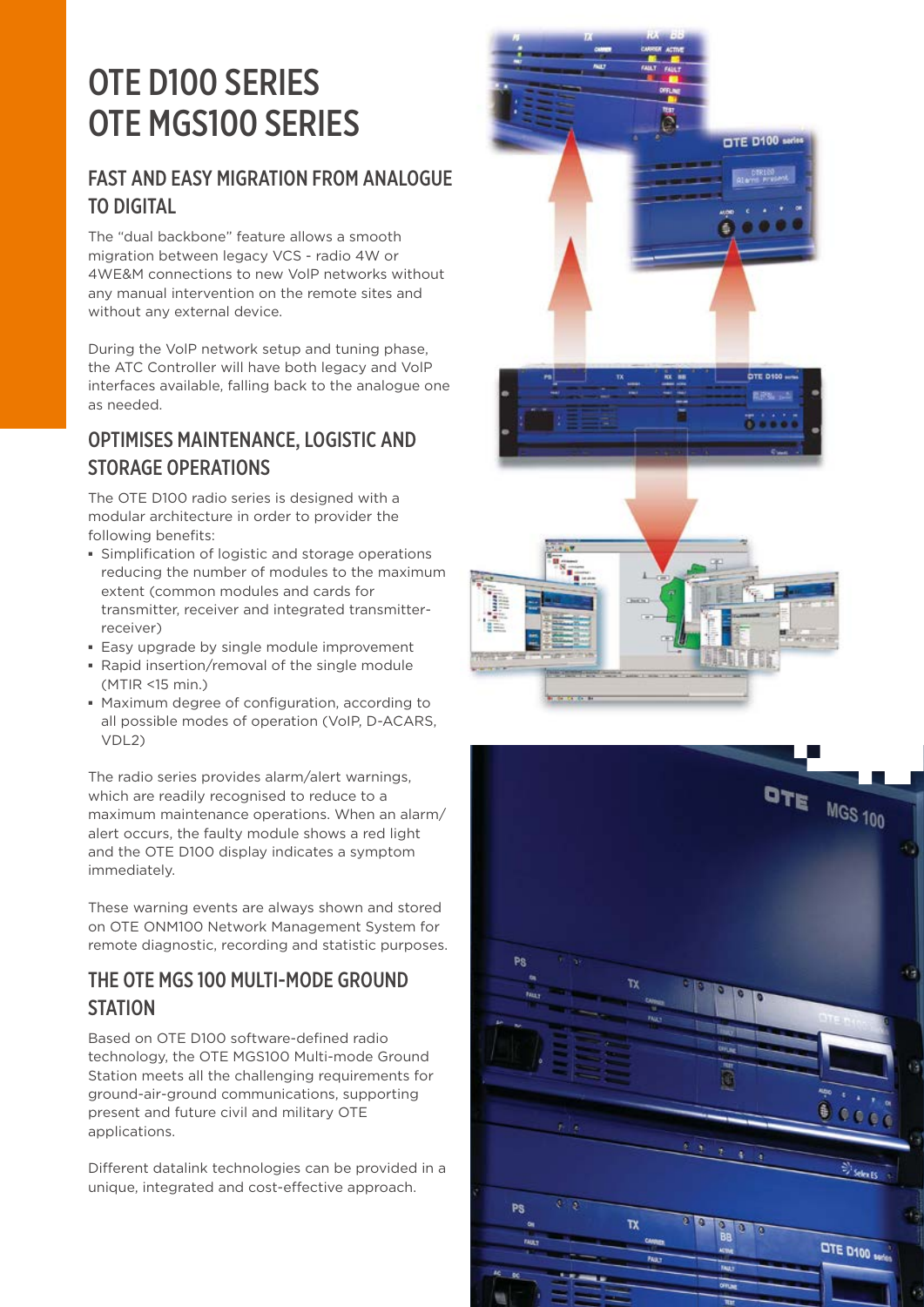# OTE D100 SERIES
# OTE MGS100 SERIES

## FAST AND EASY MIGRATION FROM ANALOGUE TO DIGITAL

The "dual backbone" feature allows a smooth migration between legacy VCS - radio 4W or 4WE&M connections to new VoIP networks without any manual intervention on the remote sites and without any external device.

During the VoIP network setup and tuning phase, the ATC Controller will have both legacy and VoIP interfaces available, falling back to the analogue one as needed.

## OPTIMISES MAINTENANCE, LOGISTIC AND STORAGE OPERATIONS

The OTE D100 radio series is designed with a modular architecture in order to provider the following benefits:

- Simplification of logistic and storage operations reducing the number of modules to the maximum extent (common modules and cards for transmitter, receiver and integrated transmitter-receiver)
- Easy upgrade by single module improvement
- Rapid insertion/removal of the single module (MTIR <15 min.)
- Maximum degree of configuration, according to all possible modes of operation (VoIP, D-ACARS, VDL2)

The radio series provides alarm/alert warnings, which are readily recognised to reduce to a maximum maintenance operations. When an alarm/alert occurs, the faulty module shows a red light and the OTE D100 display indicates a symptom immediately.

These warning events are always shown and stored on OTE ONM100 Network Management System for remote diagnostic, recording and statistic purposes.

## THE OTE MGS 100 MULTI-MODE GROUND STATION

Based on OTE D100 software-defined radio technology, the OTE MGS100 Multi-mode Ground Station meets all the challenging requirements for ground-air-ground communications, supporting present and future civil and military OTE applications.

Different datalink technologies can be provided in a unique, integrated and cost-effective approach.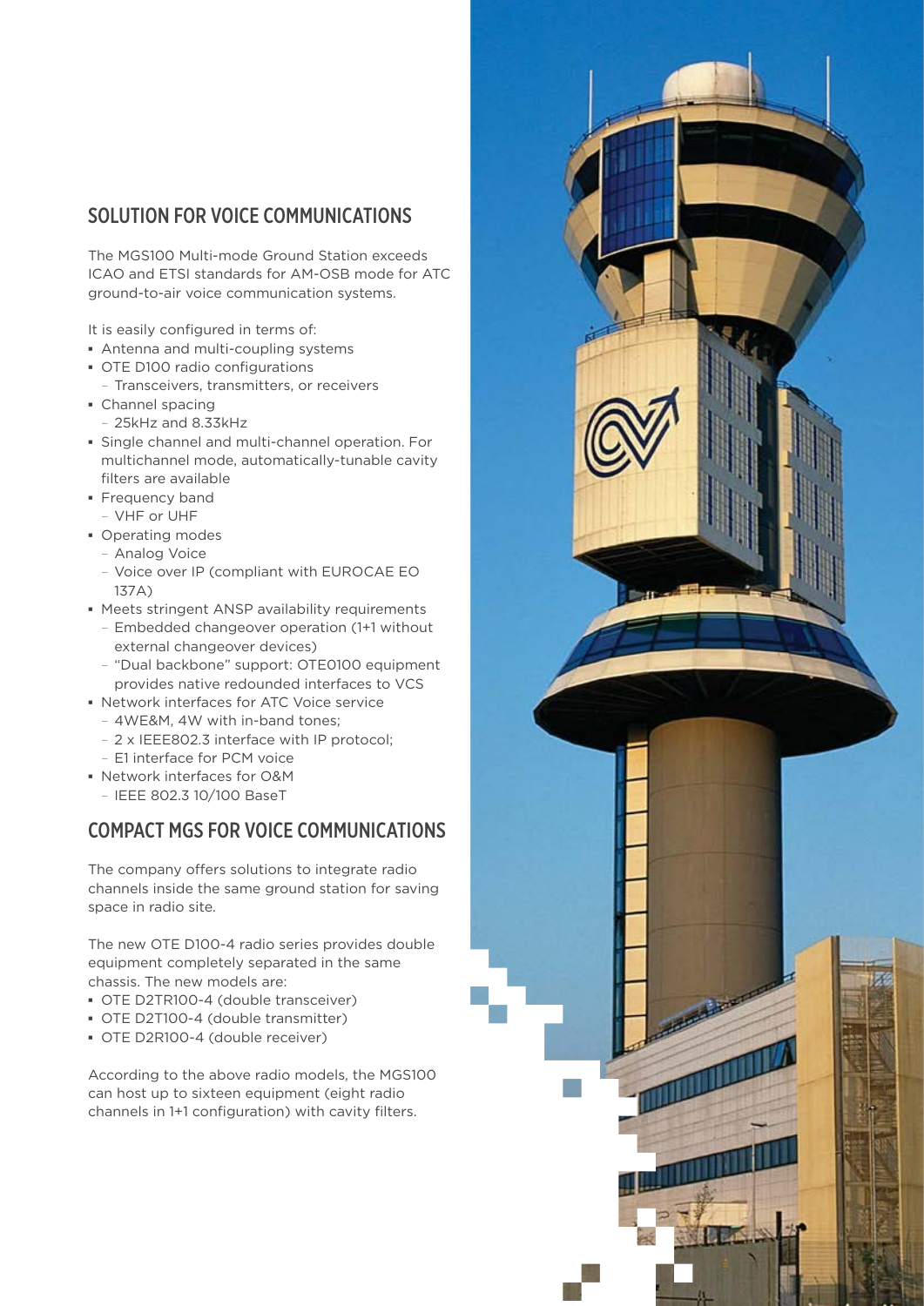## SOLUTION FOR VOICE COMMUNICATIONS

The MGS100 Multi-mode Ground Station exceeds ICAO and ETSI standards for AM-OSB mode for ATC ground-to-air voice communication systems.

It is easily configured in terms of:

- Antenna and multi-coupling systems
- OTE D100 radio configurations
  - Transceivers, transmitters, or receivers
- Channel spacing
  - 25kHz and 8.33kHz
- Single channel and multi-channel operation. For multichannel mode, automatically-tunable cavity filters are available
- Frequency band
  - VHF or UHF
- Operating modes
  - Analog Voice
  - Voice over IP (compliant with EUROCAE EO 137A)
- Meets stringent ANSP availability requirements
  - Embedded changeover operation (1+1 without external changeover devices)
  - "Dual backbone" support: OTE0100 equipment provides native redounded interfaces to VCS
- Network interfaces for ATC Voice service
  - 4WE&M, 4W with in-band tones;
  - 2 x IEEE802.3 interface with IP protocol;
  - E1 interface for PCM voice
- Network interfaces for O&M
  - IEEE 802.3 10/100 BaseT

## COMPACT MGS FOR VOICE COMMUNICATIONS

The company offers solutions to integrate radio channels inside the same ground station for saving space in radio site.

The new OTE D100-4 radio series provides double equipment completely separated in the same chassis. The new models are:

- OTE D2TR100-4 (double transceiver)
- OTE D2T100-4 (double transmitter)
- OTE D2R100-4 (double receiver)

According to the above radio models, the MGS100 can host up to sixteen equipment (eight radio channels in 1+1 configuration) with cavity filters.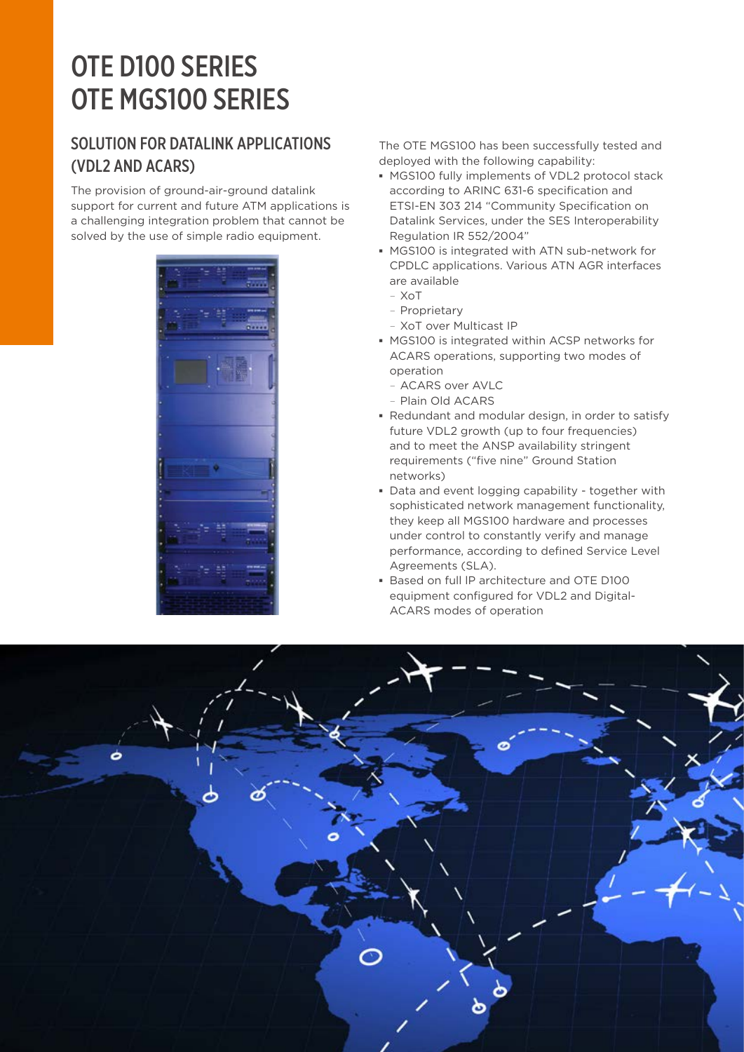# OTE D100 SERIES
# OTE MGS100 SERIES

## SOLUTION FOR DATALINK APPLICATIONS (VDL2 AND ACARS)

The provision of ground-air-ground datalink support for current and future ATM applications is a challenging integration problem that cannot be solved by the use of simple radio equipment.

The OTE MGS100 has been successfully tested and deployed with the following capability:

- MGS100 fully implements of VDL2 protocol stack according to ARINC 631-6 specification and ETSI-EN 303 214 "Community Specification on Datalink Services, under the SES Interoperability Regulation IR 552/2004"
- MGS100 is integrated with ATN sub-network for CPDLC applications. Various ATN AGR interfaces are available
  - XoT
  - Proprietary
  - XoT over Multicast IP
- MGS100 is integrated within ACSP networks for ACARS operations, supporting two modes of operation
  - ACARS over AVLC
  - Plain Old ACARS
- Redundant and modular design, in order to satisfy future VDL2 growth (up to four frequencies) and to meet the ANSP availability stringent requirements ("five nine" Ground Station networks)
- Data and event logging capability - together with sophisticated network management functionality, they keep all MGS100 hardware and processes under control to constantly verify and manage performance, according to defined Service Level Agreements (SLA).
- Based on full IP architecture and OTE D100 equipment configured for VDL2 and Digital-ACARS modes of operation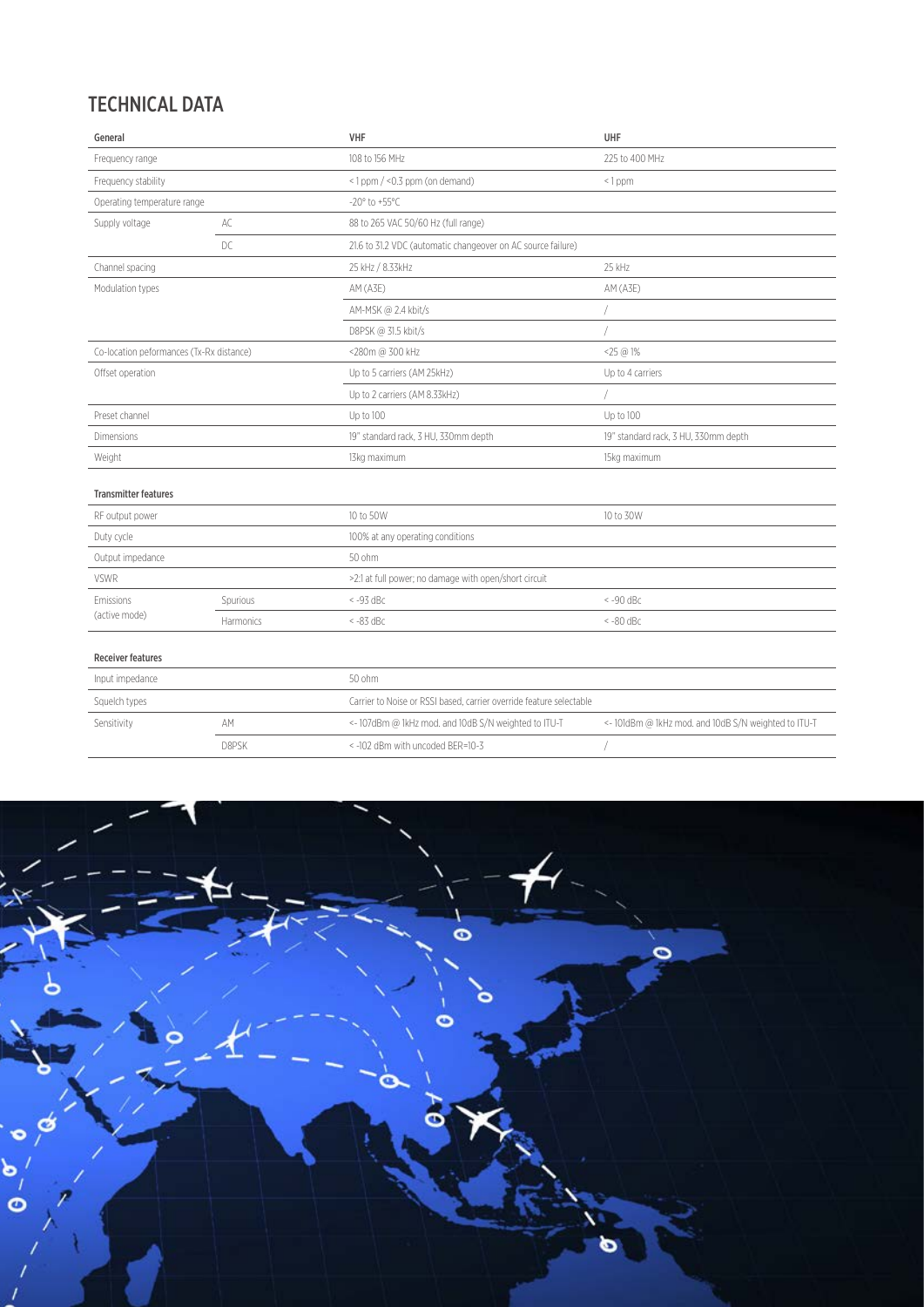## TECHNICAL DATA

| General | | VHF | UHF |
|---|---|---|---|
| Frequency range | | 108 to 156 MHz | 225 to 400 MHz |
| Frequency stability | | < 1 ppm / <0.3 ppm (on demand) | < 1 ppm |
| Operating temperature range | | -20° to +55°C | |
| Supply voltage | AC | 88 to 265 VAC 50/60 Hz (full range) | |
| | DC | 21.6 to 31.2 VDC (automatic changeover on AC source failure) | |
| Channel spacing | | 25 kHz / 8.33kHz | 25 kHz |
| Modulation types | | AM (A3E) | AM (A3E) |
| | | AM-MSK @ 2.4 kbit/s | / |
| | | D8PSK @ 31.5 kbit/s | / |
| Co-location peformances (Tx-Rx distance) | | <280m @ 300 kHz | <25 @ 1% |
| Offset operation | | Up to 5 carriers (AM 25kHz) | Up to 4 carriers |
| | | Up to 2 carriers (AM 8.33kHz) | / |
| Preset channel | | Up to 100 | Up to 100 |
| Dimensions | | 19" standard rack, 3 HU, 330mm depth | 19" standard rack, 3 HU, 330mm depth |
| Weight | | 13kg maximum | 15kg maximum |

| Transmitter features | | | |
|---|---|---|---|
| RF output power | | 10 to 50W | 10 to 30W |
| Duty cycle | | 100% at any operating conditions | |
| Output impedance | | 50 ohm | |
| VSWR | | >2:1 at full power; no damage with open/short circuit | |
| Emissions (active mode) | Spurious | < -93 dBc | < -90 dBc |
| | Harmonics | < -83 dBc | < -80 dBc |

| Receiver features | | | |
|---|---|---|---|
| Input impedance | | 50 ohm | |
| Squelch types | | Carrier to Noise or RSSI based, carrier override feature selectable | |
| Sensitivity | AM | <-107dBm @ 1kHz mod. and 10dB S/N weighted to ITU-T | <-101dBm @ 1kHz mod. and 10dB S/N weighted to ITU-T |
| | D8PSK | < -102 dBm with uncoded BER=10-3 | / |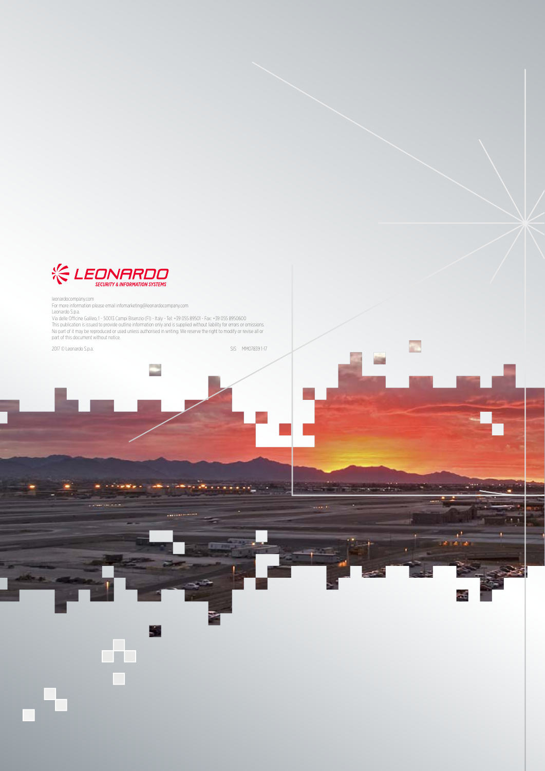LEONARDO
SECURITY & INFORMATION SYSTEMS

leonardocompany.com
For more information please email infomarketing@leonardocompany.com
Leonardo S.p.a.
Via delle Officine Galileo, 1 - 50013 Campi Bisenzio (FI) - Italy - Tel: +39 055 89501 - Fax: +39 055 8950600
This publication is issued to provide outline information only and is supplied without liability for errors or omissions. No part of it may be reproduced or used unless authorised in writing. We reserve the right to modify or revise all or part of this document without notice.

2017 © Leonardo S.p.a.

SIS MM07839 1-17